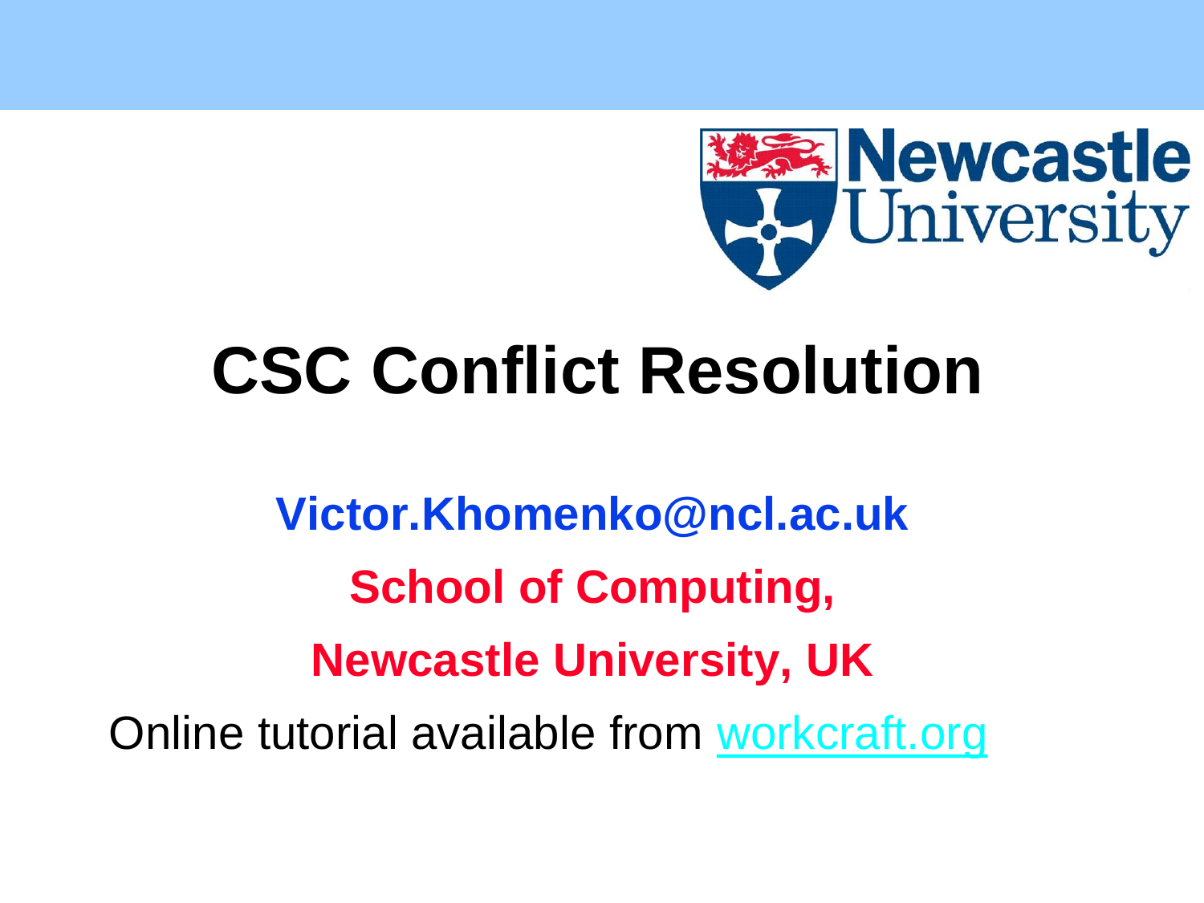# CSC Conflict Resolution

**Victor.Khomenko@ncl.ac.uk**

**School of Computing,**

**Newcastle University, UK**

Online tutorial available from workcraft.org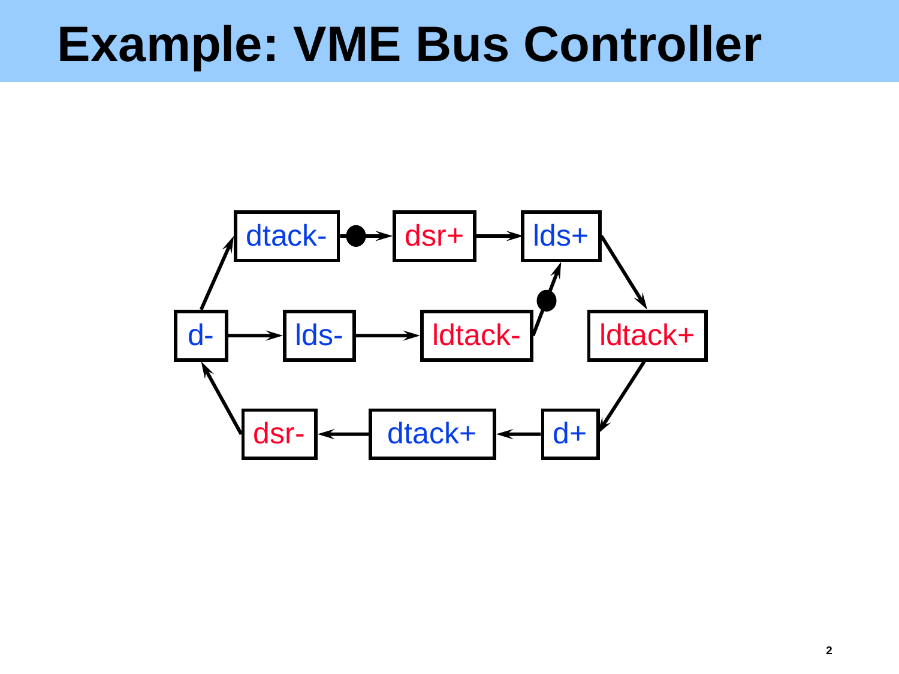# Example: VME Bus Controller

dtack- → dsr+ → lds+ → ldtack+ → d+ → dtack+ → dsr- → d- → dtack-

d- → lds- → ldtack- → lds+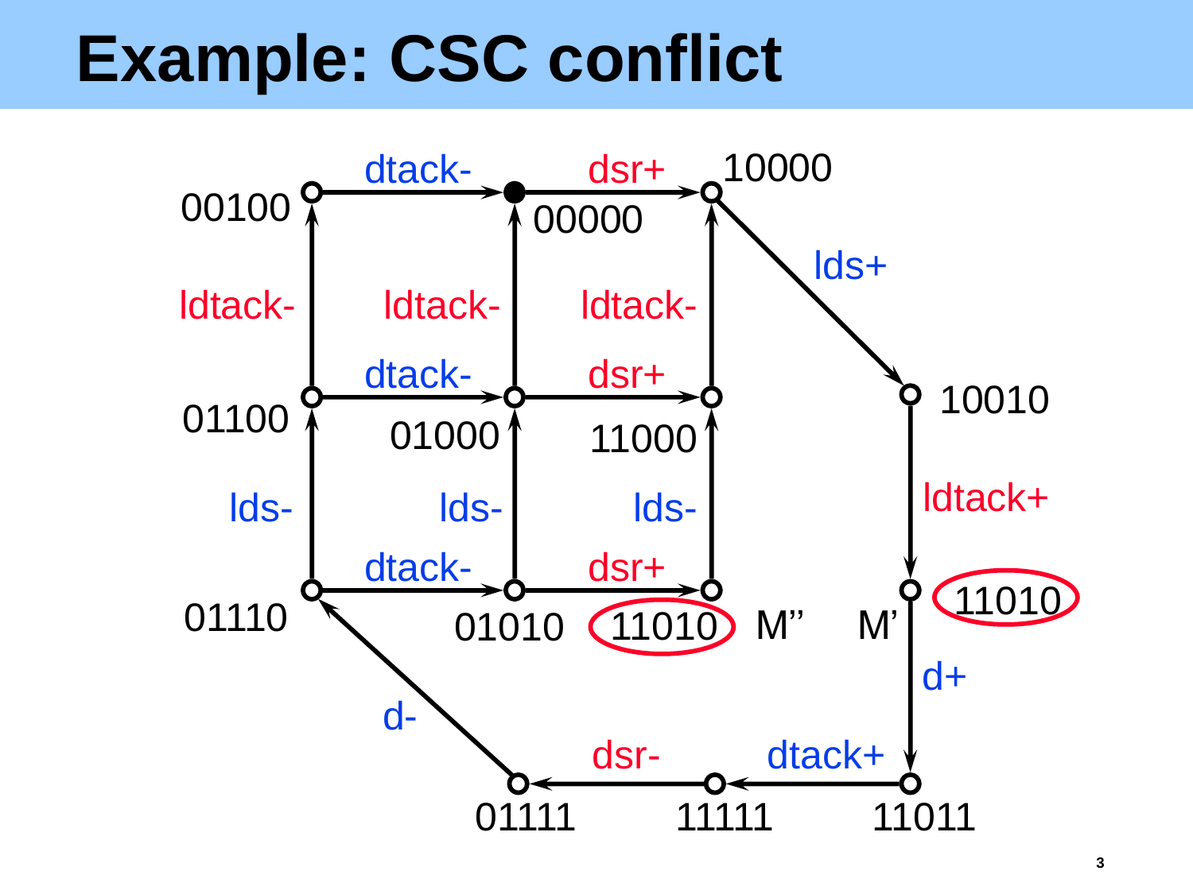# Example: CSC conflict

dtack-
dsr+
10000
00100
00000
lds+
ldtack-
ldtack-
ldtack-
dtack-
dsr+
10010
01100
01000
11000
ldtack+
lds-
lds-
lds-
dtack-
dsr+
11010
01110
01010
11010
M''
M'
d+
d-
dsr-
dtack+
01111
11111
11011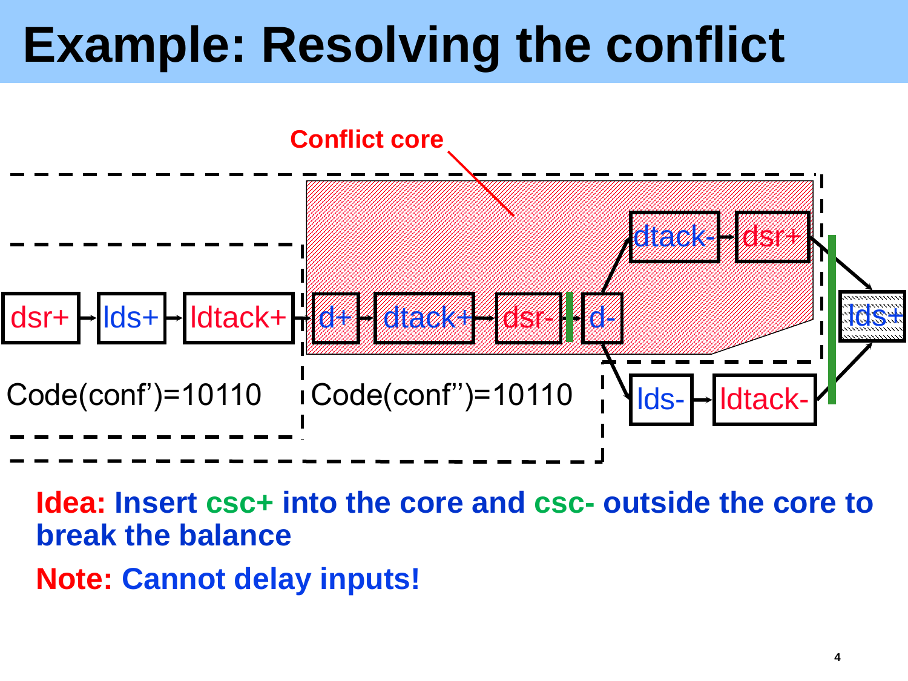# Example: Resolving the conflict

Conflict core

dsr+ → lds+ → ldtack+ → d+ → dtack+ → dsr- → d-

d- → dtack- → dsr+ → lds+

d- → lds- → ldtack- → lds+

Code(conf')=10110

Code(conf'')=10110

**Idea:** **Insert csc+ into the core and csc- outside the core to break the balance**

**Note:** **Cannot delay inputs!**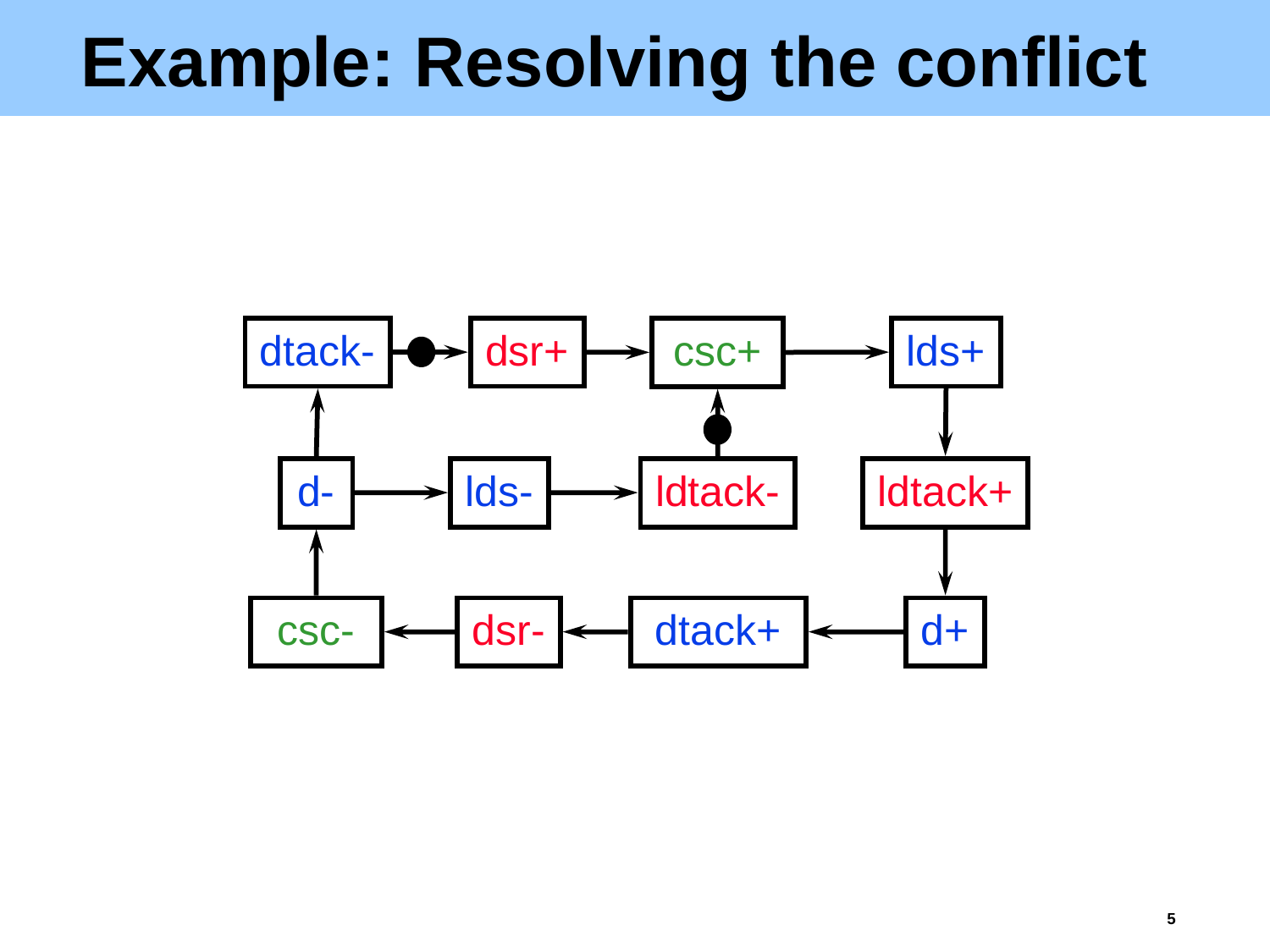# Example: Resolving the conflict

dtack- → dsr+ → csc+ → lds+ → ldtack+ → d+ → dtack+ → dsr- → csc- → d- → dtack-

d- → lds- → ldtack- → csc+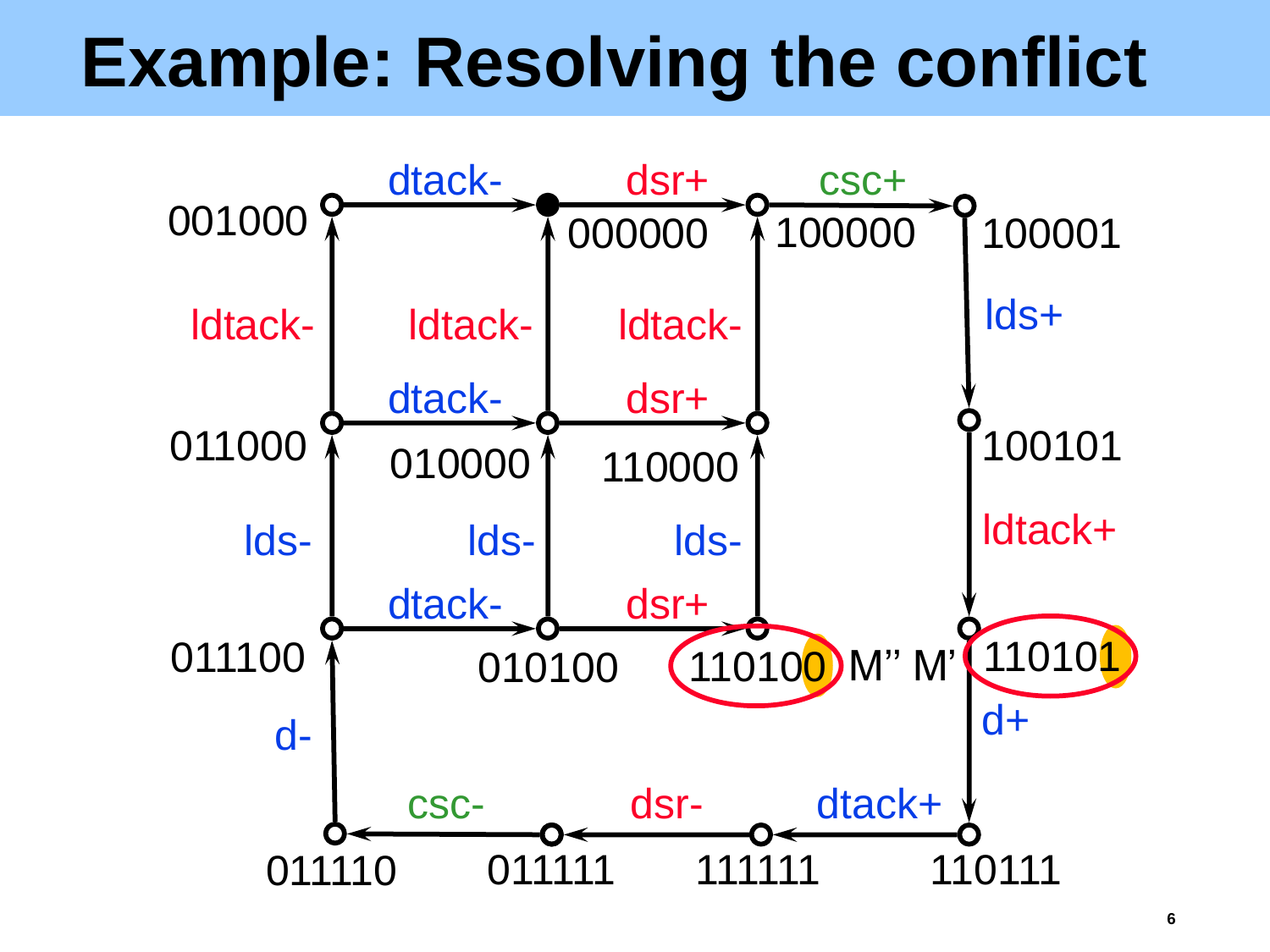# Example: Resolving the conflict

001000

dtack-

000000

dsr+

100000

csc+

100001

ldtack-

ldtack-

ldtack-

lds+

011000

dtack-

010000

dsr+

110000

100101

lds-

lds-

lds-

ldtack+

011100

dtack-

010100

dsr+

110100

M''

M'

110101

d-

d+

csc-

dsr-

dtack+

011110

011111

111111

110111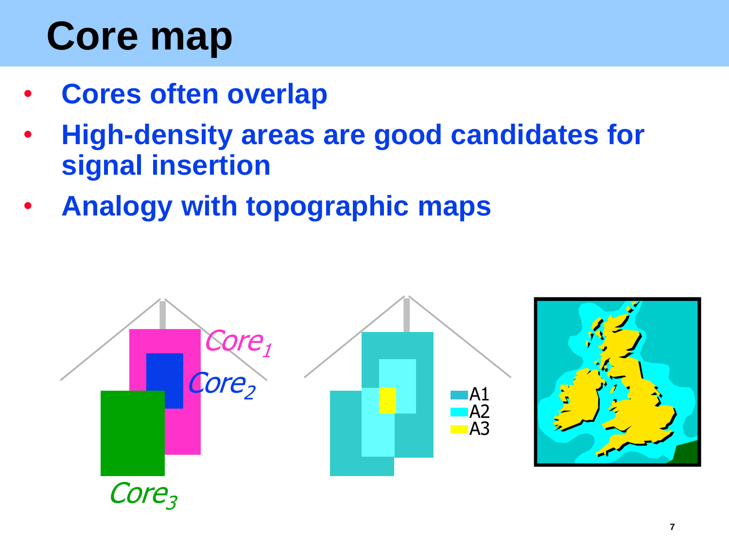# Core map

- **Cores often overlap**
- **High-density areas are good candidates for signal insertion**
- **Analogy with topographic maps**

$Core_1$

$Core_2$

$Core_3$

A1

A2

A3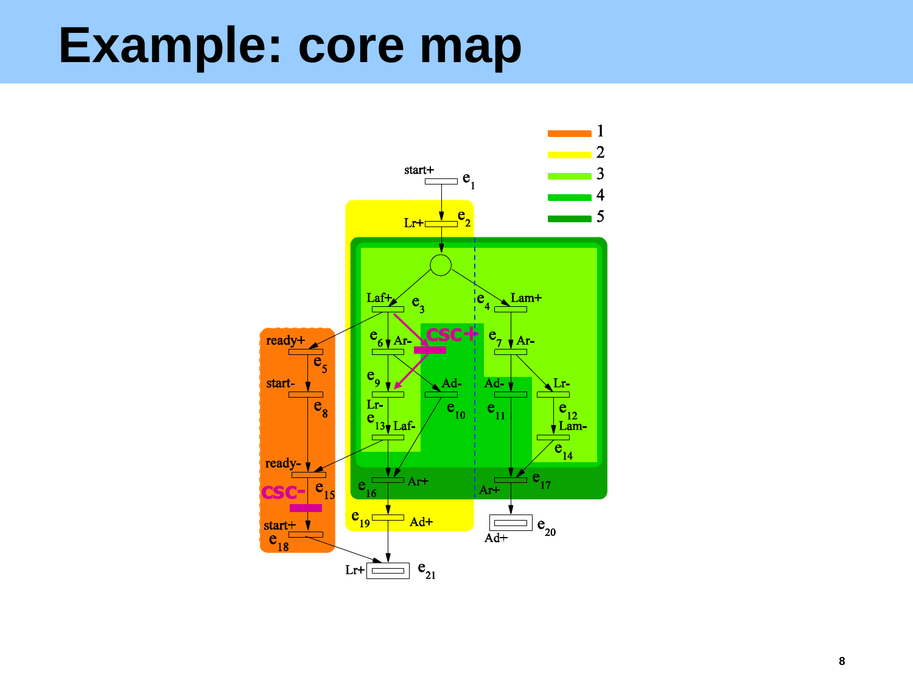# Example: core map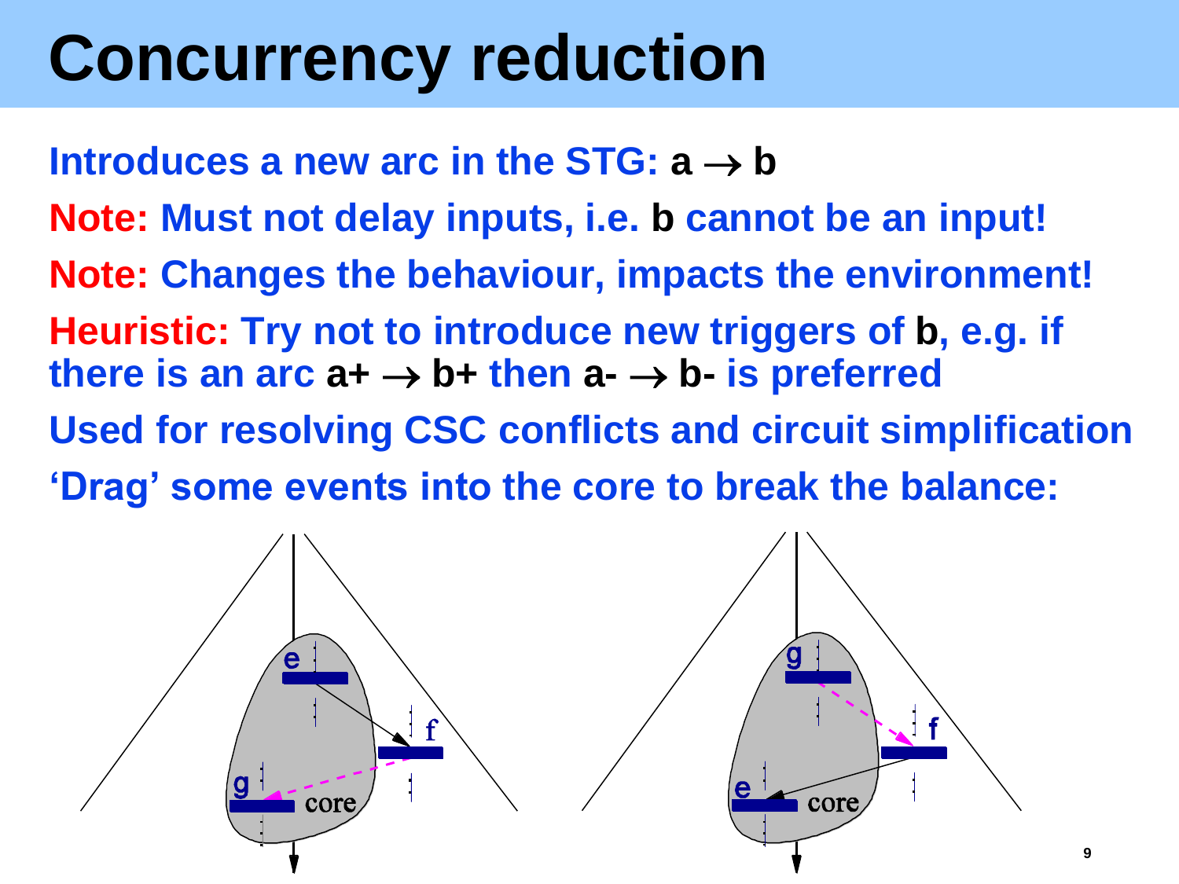# Concurrency reduction

Introduces a new arc in the STG: **a → b**

**Note:** Must not delay inputs, i.e. **b** cannot be an input!

**Note:** Changes the behaviour, impacts the environment!

**Heuristic:** Try not to introduce new triggers of **b**, e.g. if there is an arc **a+ → b+** then **a- → b-** is preferred

Used for resolving CSC conflicts and circuit simplification

'Drag' some events into the core to break the balance:

e
f
g
core

g
f
e
core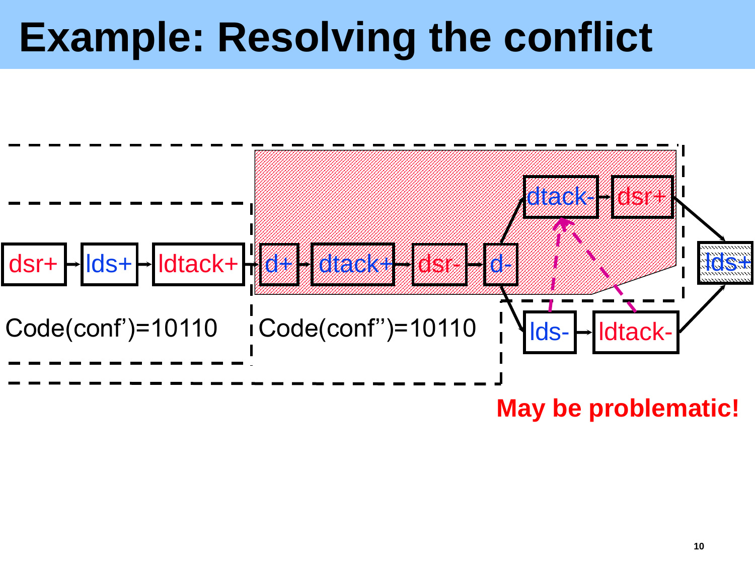# Example: Resolving the conflict

dsr+ → lds+ → ldtack+ → d+ → dtack+ → dsr- → d-

dtack- → dsr+

lds- → ldtack-

lds+

Code(conf')=10110

Code(conf'')=10110

**May be problematic!**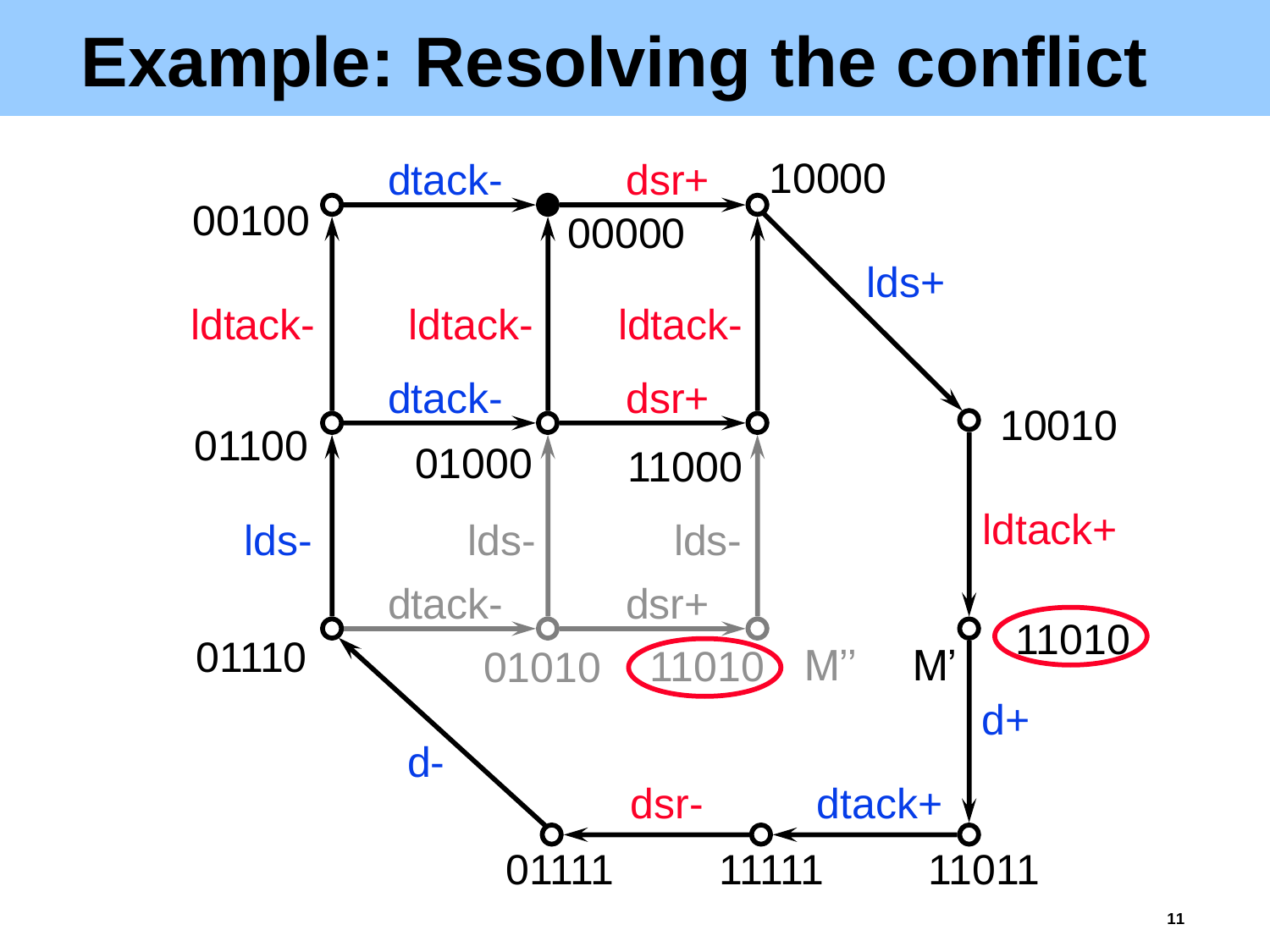# Example: Resolving the conflict

00100
dtack-
00000
dsr+
10000
lds+
ldtack-
ldtack-
ldtack-
10010
01100
dtack-
01000
dsr+
11000
ldtack+
lds-
lds-
lds-
dtack-
dsr+
01110
01010
11010
M''
M'
11010
d+
d-
dsr-
dtack+
01111
11111
11011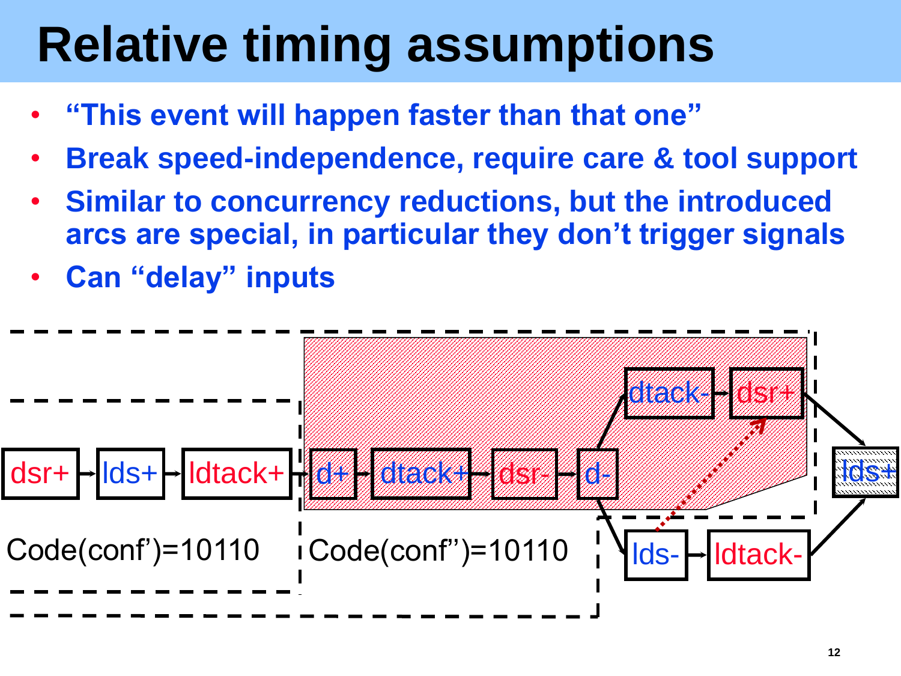# Relative timing assumptions

- **"This event will happen faster than that one"**
- **Break speed-independence, require care & tool support**
- **Similar to concurrency reductions, but the introduced arcs are special, in particular they don't trigger signals**
- **Can "delay" inputs**

dsr+ → lds+ → ldtack+ → d+ → dtack+ → dsr- → d-

d- → dtack- → dsr+ → lds+

d- → lds- → ldtack- → lds+

Code(conf')=10110

Code(conf'')=10110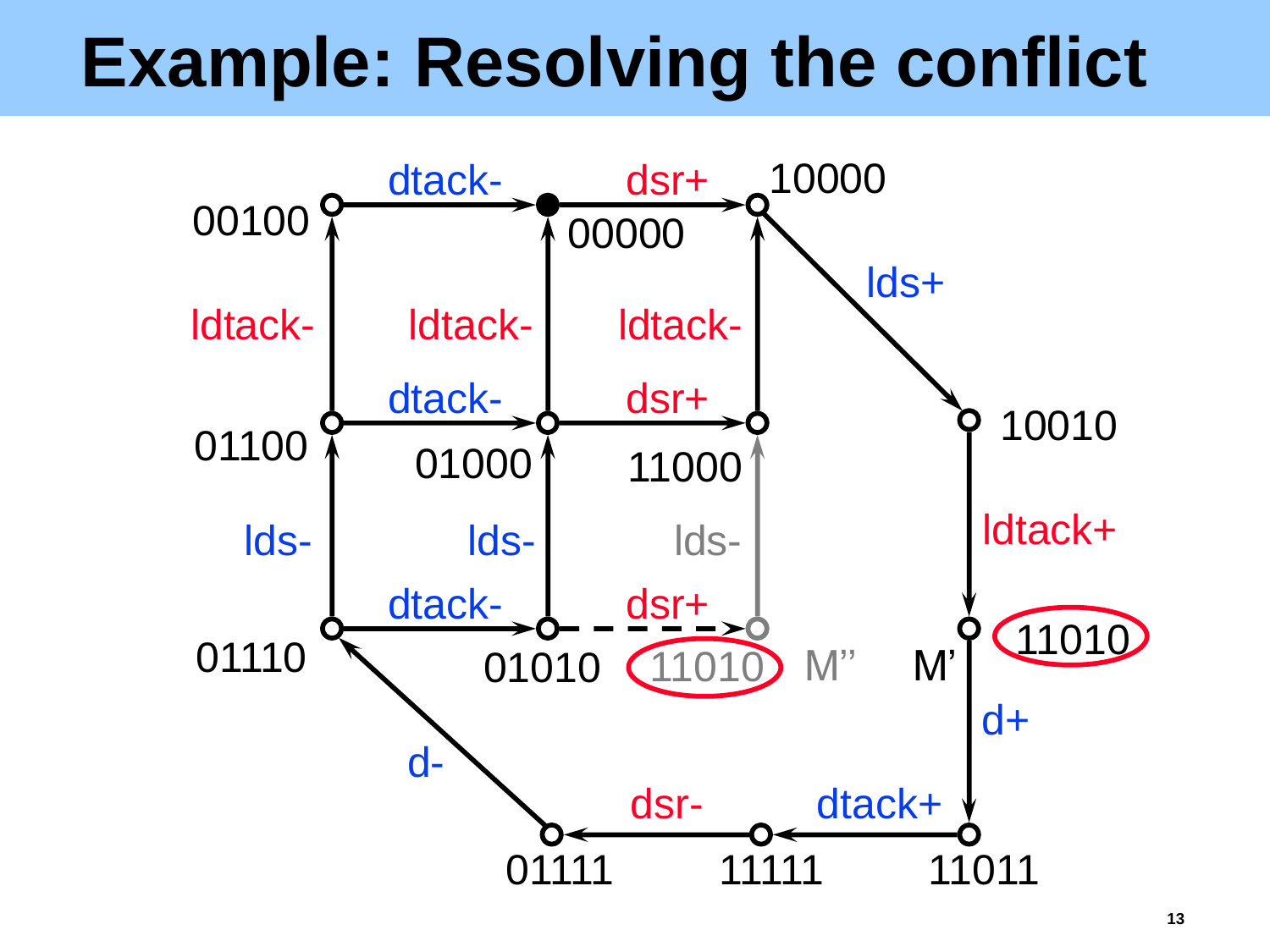# Example: Resolving the conflict

00100
dtack-
00000
dsr+
10000
lds+
ldtack-
ldtack-
ldtack-
01100
dtack-
01000
dsr+
11000
10010
ldtack+
lds-
lds-
lds-
01110
dtack-
01010
dsr+
11010
M''
M'
11010
d+
d-
dsr-
dtack+
01111
11111
11011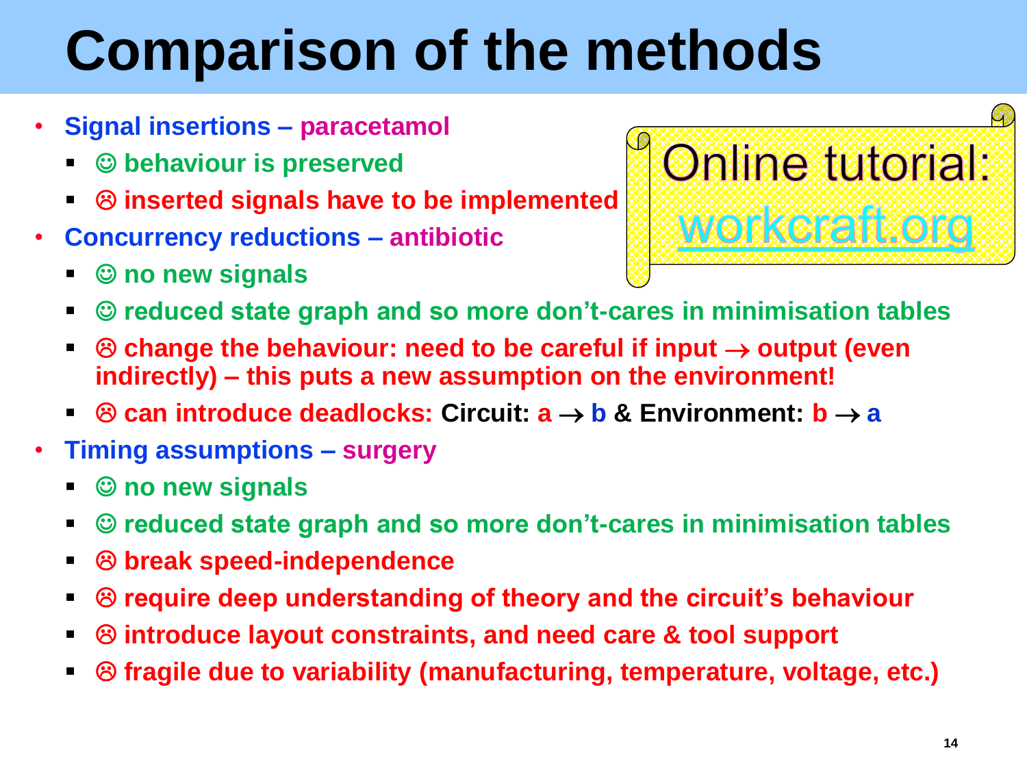# Comparison of the methods

- **Signal insertions – paracetamol**
  - **☺ behaviour is preserved**
  - **☹ inserted signals have to be implemented**
- **Concurrency reductions – antibiotic**
  - **☺ no new signals**
  - **☺ reduced state graph and so more don't-cares in minimisation tables**
  - **☹ change the behaviour: need to be careful if input → output (even indirectly) – this puts a new assumption on the environment!**
  - **☹ can introduce deadlocks: Circuit: a → b & Environment: b → a**
- **Timing assumptions – surgery**
  - **☺ no new signals**
  - **☺ reduced state graph and so more don't-cares in minimisation tables**
  - **☹ break speed-independence**
  - **☹ require deep understanding of theory and the circuit's behaviour**
  - **☹ introduce layout constraints, and need care & tool support**
  - **☹ fragile due to variability (manufacturing, temperature, voltage, etc.)**

Online tutorial: workcraft.org